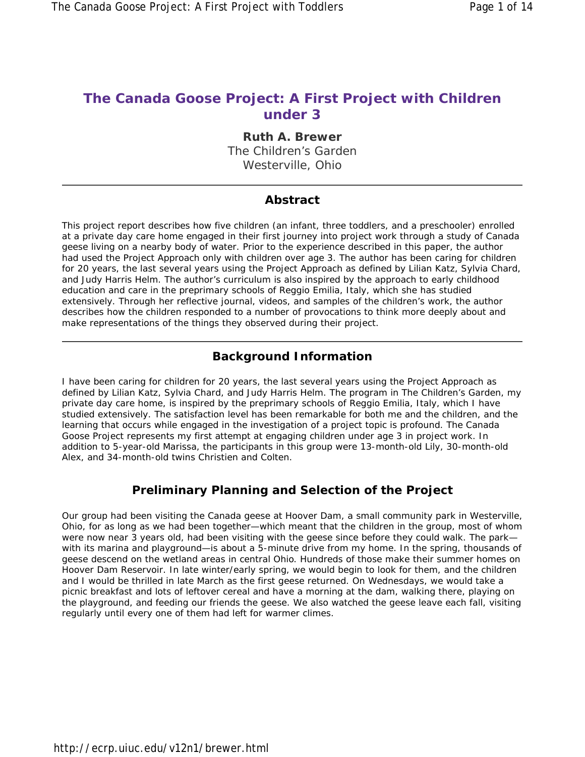# The Canada Goose Project: A First Project with Children under 3

**Ruth A. Brewer**
The Children's Garden
Westerville, Ohio

---

## Abstract

This project report describes how five children (an infant, three toddlers, and a preschooler) enrolled at a private day care home engaged in their first journey into project work through a study of Canada geese living on a nearby body of water. Prior to the experience described in this paper, the author had used the Project Approach only with children over age 3. The author has been caring for children for 20 years, the last several years using the Project Approach as defined by Lilian Katz, Sylvia Chard, and Judy Harris Helm. The author's curriculum is also inspired by the approach to early childhood education and care in the preprimary schools of Reggio Emilia, Italy, which she has studied extensively. Through her reflective journal, videos, and samples of the children's work, the author describes how the children responded to a number of provocations to think more deeply about and make representations of the things they observed during their project.

---

## Background Information

I have been caring for children for 20 years, the last several years using the Project Approach as defined by Lilian Katz, Sylvia Chard, and Judy Harris Helm. The program in The Children's Garden, my private day care home, is inspired by the preprimary schools of Reggio Emilia, Italy, which I have studied extensively. The satisfaction level has been remarkable for both me and the children, and the learning that occurs while engaged in the investigation of a project topic is profound. The Canada Goose Project represents my first attempt at engaging children under age 3 in project work. In addition to 5-year-old Marissa, the participants in this group were 13-month-old Lily, 30-month-old Alex, and 34-month-old twins Christien and Colten.

## Preliminary Planning and Selection of the Project

Our group had been visiting the Canada geese at Hoover Dam, a small community park in Westerville, Ohio, for as long as we had been together—which meant that the children in the group, most of whom were now near 3 years old, had been visiting with the geese since before they could walk. The park—with its marina and playground—is about a 5-minute drive from my home. In the spring, thousands of geese descend on the wetland areas in central Ohio. Hundreds of those make their summer homes on Hoover Dam Reservoir. In late winter/early spring, we would begin to look for them, and the children and I would be thrilled in late March as the first geese returned. On Wednesdays, we would take a picnic breakfast and lots of leftover cereal and have a morning at the dam, walking there, playing on the playground, and feeding our friends the geese. We also watched the geese leave each fall, visiting regularly until every one of them had left for warmer climes.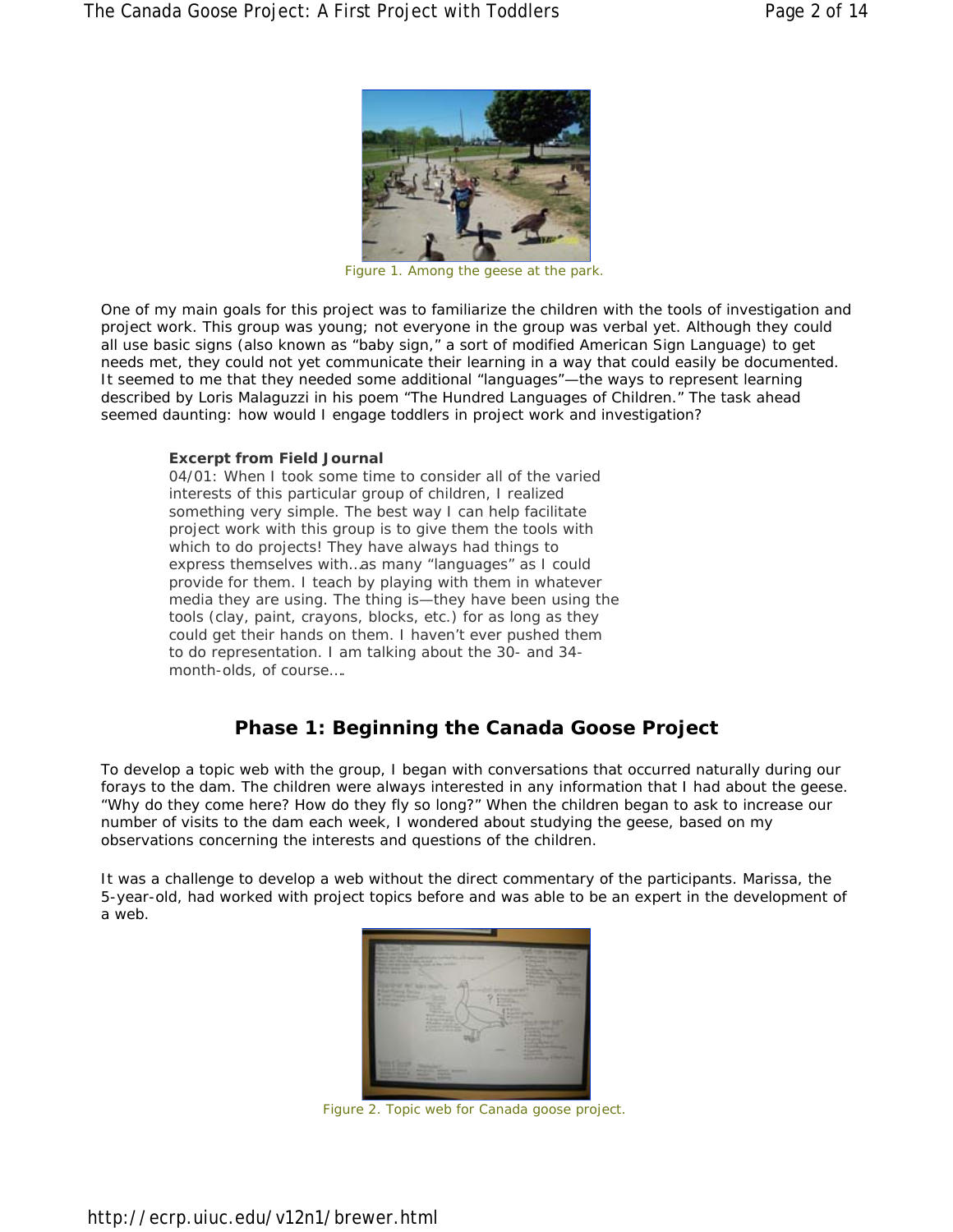Figure 1. Among the geese at the park.

One of my main goals for this project was to familiarize the children with the tools of investigation and project work. This group was young; not everyone in the group was verbal yet. Although they could all use basic signs (also known as "baby sign," a sort of modified American Sign Language) to get needs met, they could not yet communicate their learning in a way that could easily be documented. It seemed to me that they needed some additional "languages"—the ways to represent learning described by Loris Malaguzzi in his poem "The Hundred Languages of Children." The task ahead seemed daunting: how would I engage toddlers in project work and investigation?

> **Excerpt from Field Journal**
> 04/01: When I took some time to consider all of the varied interests of this particular group of children, I realized something very simple. The best way I can help facilitate project work with this group is to give them the tools with which to do projects! They have always had things to express themselves with…as many "languages" as I could provide for them. I teach by playing with them in whatever media they are using. The thing is—they have been using the tools (clay, paint, crayons, blocks, etc.) for as long as they could get their hands on them. I haven't ever pushed them to do representation. I am talking about the 30- and 34-month-olds, of course….

## Phase 1: Beginning the Canada Goose Project

To develop a topic web with the group, I began with conversations that occurred naturally during our forays to the dam. The children were always interested in any information that I had about the geese. "Why do they come here? How do they fly so long?" When the children began to ask to increase our number of visits to the dam each week, I wondered about studying the geese, based on my observations concerning the interests and questions of the children.

It was a challenge to develop a web without the direct commentary of the participants. Marissa, the 5-year-old, had worked with project topics before and was able to be an expert in the development of a web.

Figure 2. Topic web for Canada goose project.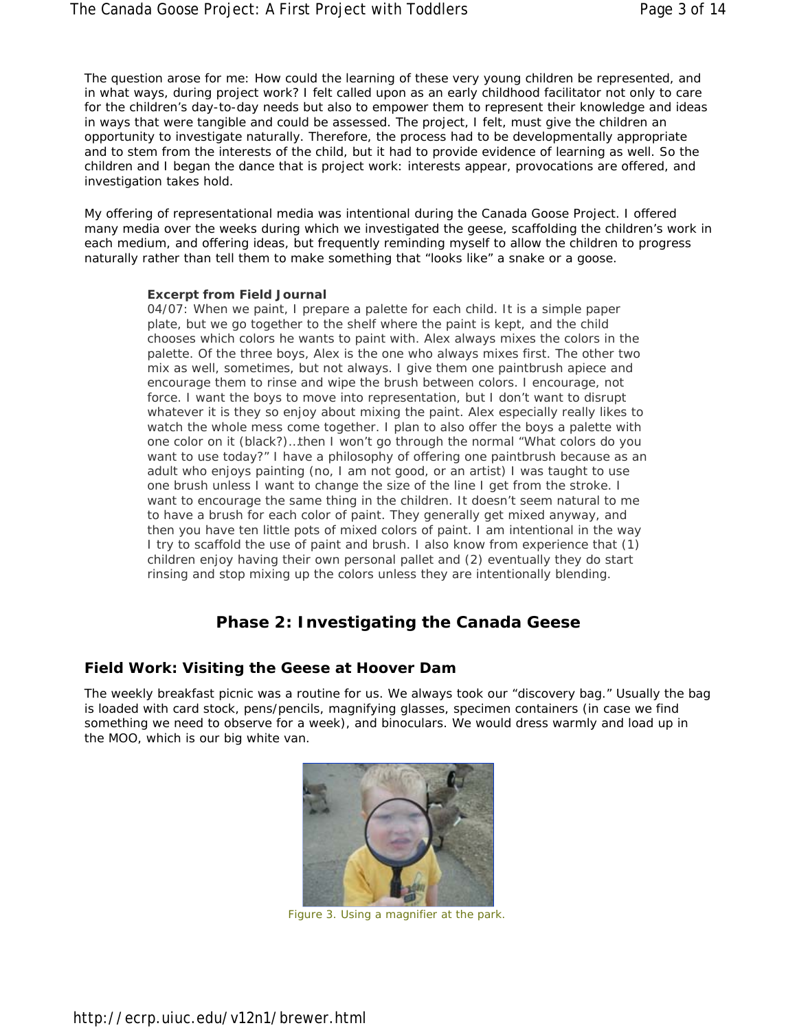The question arose for me: How could the learning of these very young children be represented, and in what ways, during project work? I felt called upon as an early childhood facilitator not only to care for the children's day-to-day needs but also to empower them to represent their knowledge and ideas in ways that were tangible and could be assessed. The project, I felt, must give the children an opportunity to investigate naturally. Therefore, the process had to be developmentally appropriate and to stem from the interests of the child, but it had to provide evidence of learning as well. So the children and I began the dance that is project work: interests appear, provocations are offered, and investigation takes hold.

My offering of representational media was intentional during the Canada Goose Project. I offered many media over the weeks during which we investigated the geese, scaffolding the children's work in each medium, and offering ideas, but frequently reminding myself to allow the children to progress naturally rather than tell them to make something that "looks like" a snake or a goose.

> **Excerpt from Field Journal**
> 04/07: When we paint, I prepare a palette for each child. It is a simple paper plate, but we go together to the shelf where the paint is kept, and the child chooses which colors he wants to paint with. Alex always mixes the colors in the palette. Of the three boys, Alex is the one who always mixes first. The other two mix as well, sometimes, but not always. I give them one paintbrush apiece and encourage them to rinse and wipe the brush between colors. I encourage, not force. I want the boys to move into representation, but I don't want to disrupt whatever it is they so enjoy about mixing the paint. Alex especially really likes to watch the whole mess come together. I plan to also offer the boys a palette with one color on it (black?)…then I won't go through the normal "What colors do you want to use today?" I have a philosophy of offering one paintbrush because as an adult who enjoys painting (no, I am not good, or an artist) I was taught to use one brush unless I want to change the size of the line I get from the stroke. I want to encourage the same thing in the children. It doesn't seem natural to me to have a brush for each color of paint. They generally get mixed anyway, and then you have ten little pots of mixed colors of paint. I am intentional in the way I try to scaffold the use of paint and brush. I also know from experience that (1) children enjoy having their own personal pallet and (2) eventually they do start rinsing and stop mixing up the colors unless they are intentionally blending.

## Phase 2: Investigating the Canada Geese

### Field Work: Visiting the Geese at Hoover Dam

The weekly breakfast picnic was a routine for us. We always took our "discovery bag." Usually the bag is loaded with card stock, pens/pencils, magnifying glasses, specimen containers (in case we find something we need to observe for a week), and binoculars. We would dress warmly and load up in the MOO, which is our big white van.

Figure 3. Using a magnifier at the park.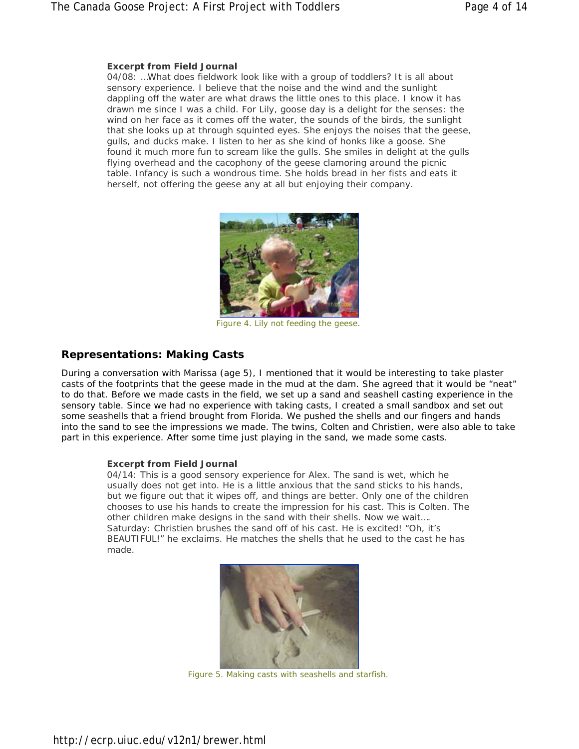**Excerpt from Field Journal**

04/08: …What does fieldwork look like with a group of toddlers? It is all about sensory experience. I believe that the noise and the wind and the sunlight dappling off the water are what draws the little ones to this place. I know it has drawn me since I was a child. For Lily, goose day is a delight for the senses: the wind on her face as it comes off the water, the sounds of the birds, the sunlight that she looks up at through squinted eyes. She enjoys the noises that the geese, gulls, and ducks make. I listen to her as she kind of honks like a goose. She found it much more fun to scream like the gulls. She smiles in delight at the gulls flying overhead and the cacophony of the geese clamoring around the picnic table. Infancy is such a wondrous time. She holds bread in her fists and eats it herself, not offering the geese any at all but enjoying their company.

Figure 4. Lily not feeding the geese.

## Representations: Making Casts

During a conversation with Marissa (age 5), I mentioned that it would be interesting to take plaster casts of the footprints that the geese made in the mud at the dam. She agreed that it would be "neat" to do that. Before we made casts in the field, we set up a sand and seashell casting experience in the sensory table. Since we had no experience with taking casts, I created a small sandbox and set out some seashells that a friend brought from Florida. We pushed the shells and our fingers and hands into the sand to see the impressions we made. The twins, Colten and Christien, were also able to take part in this experience. After some time just playing in the sand, we made some casts.

**Excerpt from Field Journal**

04/14: This is a good sensory experience for Alex. The sand is wet, which he usually does not get into. He is a little anxious that the sand sticks to his hands, but we figure out that it wipes off, and things are better. Only one of the children chooses to use his hands to create the impression for his cast. This is Colten. The other children make designs in the sand with their shells. Now we wait….
Saturday: Christien brushes the sand off of his cast. He is excited! "Oh, it's BEAUTIFUL!" he exclaims. He matches the shells that he used to the cast he has made.

Figure 5. Making casts with seashells and starfish.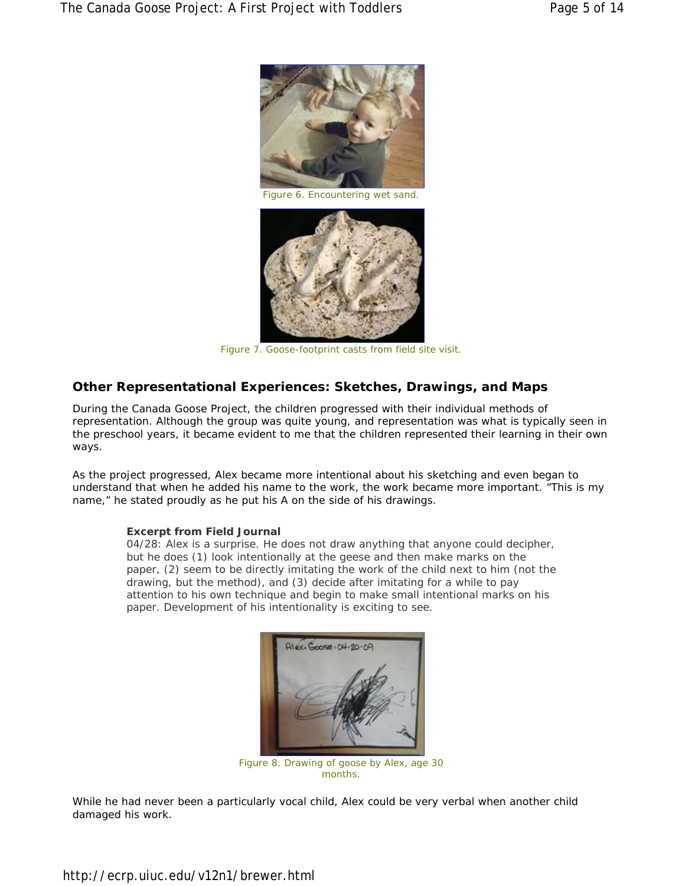Figure 6. Encountering wet sand.

Figure 7. Goose-footprint casts from field site visit.

## Other Representational Experiences: Sketches, Drawings, and Maps

During the Canada Goose Project, the children progressed with their individual methods of representation. Although the group was quite young, and representation was what is typically seen in the preschool years, it became evident to me that the children represented their learning in their own ways.

As the project progressed, Alex became more intentional about his sketching and even began to understand that when he added his name to the work, the work became more important. "This is my name," he stated proudly as he put his A on the side of his drawings.

> **Excerpt from Field Journal**
> 04/28: Alex is a surprise. He does not draw anything that anyone could decipher, but he does (1) look intentionally at the geese and then make marks on the paper, (2) seem to be directly imitating the work of the child next to him (not the drawing, but the method), and (3) decide after imitating for a while to pay attention to his own technique and begin to make small intentional marks on his paper. Development of his intentionality is exciting to see.

Figure 8. Drawing of goose by Alex, age 30 months.

While he had never been a particularly vocal child, Alex could be very verbal when another child damaged his work.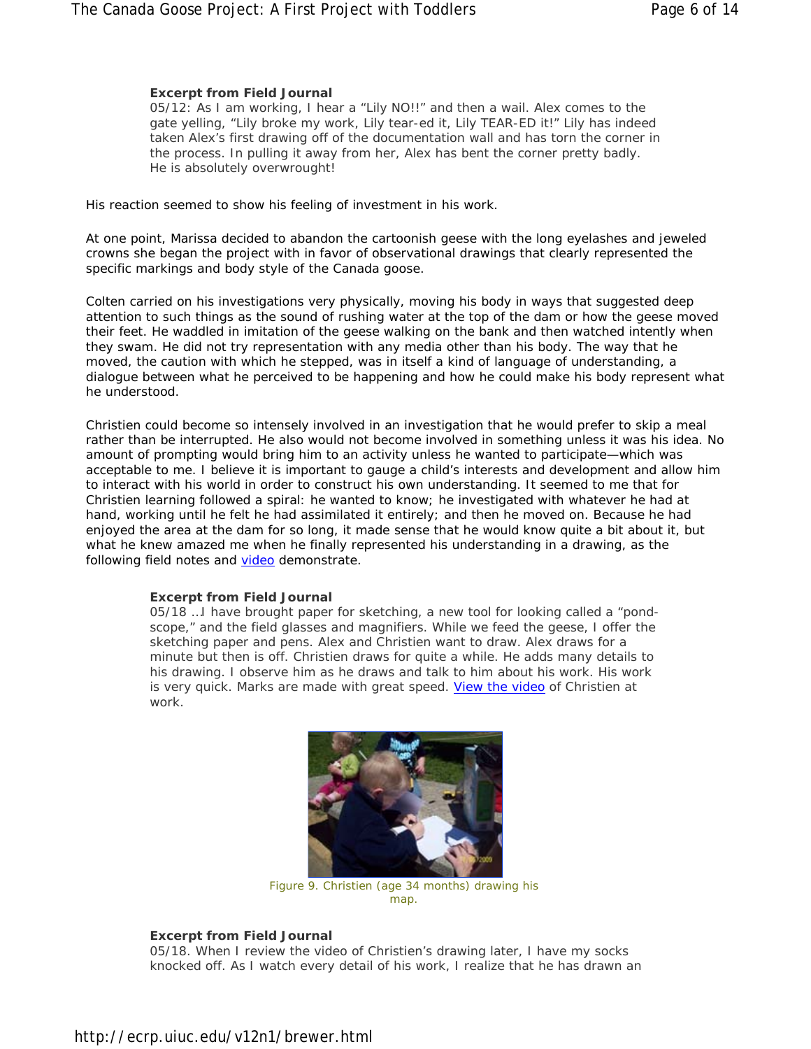**Excerpt from Field Journal**
05/12: As I am working, I hear a "Lily NO!!" and then a wail. Alex comes to the gate yelling, "Lily broke my work, Lily tear-ed it, Lily TEAR-ED it!" Lily has indeed taken Alex's first drawing off of the documentation wall and has torn the corner in the process. In pulling it away from her, Alex has bent the corner pretty badly. He is absolutely overwrought!

His reaction seemed to show his feeling of investment in his work.

At one point, Marissa decided to abandon the cartoonish geese with the long eyelashes and jeweled crowns she began the project with in favor of observational drawings that clearly represented the specific markings and body style of the Canada goose.

Colten carried on his investigations very physically, moving his body in ways that suggested deep attention to such things as the sound of rushing water at the top of the dam or how the geese moved their feet. He waddled in imitation of the geese walking on the bank and then watched intently when they swam. He did not try representation with any media other than his body. The way that he moved, the caution with which he stepped, was in itself a kind of language of understanding, a dialogue between what he perceived to be happening and how he could make his body represent what he understood.

Christien could become so intensely involved in an investigation that he would prefer to skip a meal rather than be interrupted. He also would not become involved in something unless it was his idea. No amount of prompting would bring him to an activity unless he wanted to participate—which was acceptable to me. I believe it is important to gauge a child's interests and development and allow him to interact with his world in order to construct his own understanding. It seemed to me that for Christien learning followed a spiral: he wanted to know; he investigated with whatever he had at hand, working until he felt he had assimilated it entirely; and then he moved on. Because he had enjoyed the area at the dam for so long, it made sense that he would know quite a bit about it, but what he knew amazed me when he finally represented his understanding in a drawing, as the following field notes and video demonstrate.

**Excerpt from Field Journal**
05/18 …I have brought paper for sketching, a new tool for looking called a "pond-scope," and the field glasses and magnifiers. While we feed the geese, I offer the sketching paper and pens. Alex and Christien want to draw. Alex draws for a minute but then is off. Christien draws for quite a while. He adds many details to his drawing. I observe him as he draws and talk to him about his work. His work is very quick. Marks are made with great speed. View the video of Christien at work.

Figure 9. Christien (age 34 months) drawing his map.

**Excerpt from Field Journal**
05/18. When I review the video of Christien's drawing later, I have my socks knocked off. As I watch every detail of his work, I realize that he has drawn an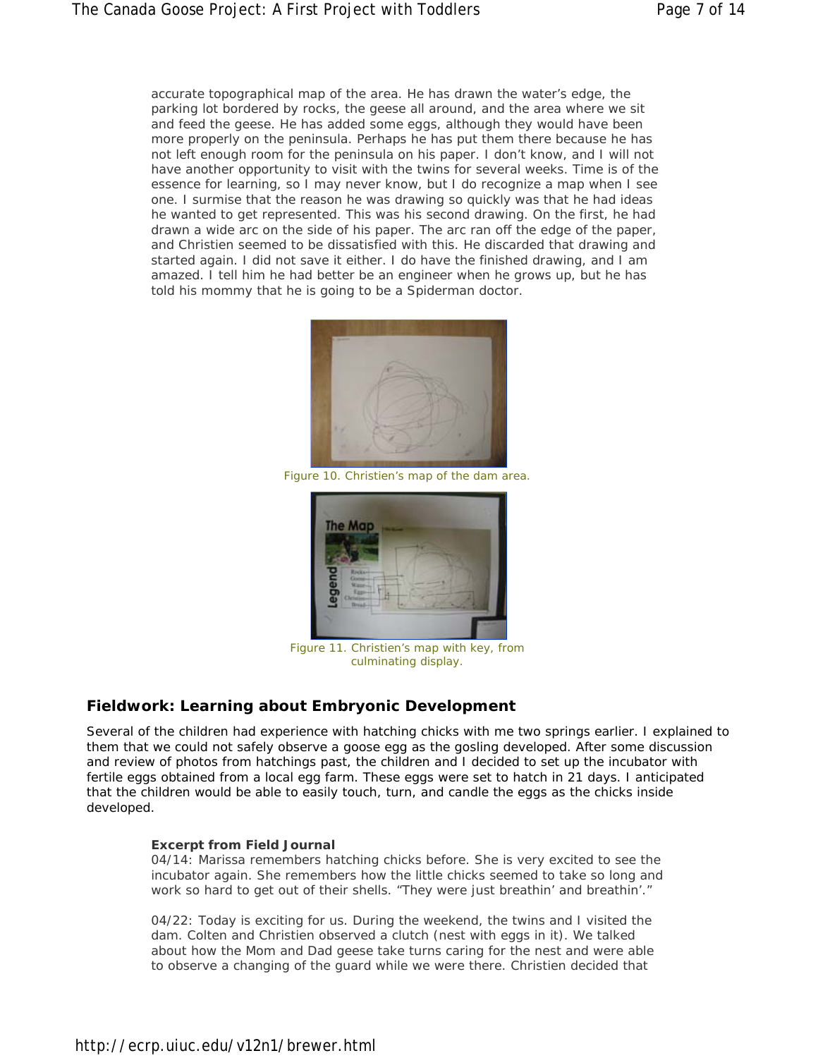accurate topographical map of the area. He has drawn the water's edge, the parking lot bordered by rocks, the geese all around, and the area where we sit and feed the geese. He has added some eggs, although they would have been more properly on the peninsula. Perhaps he has put them there because he has not left enough room for the peninsula on his paper. I don't know, and I will not have another opportunity to visit with the twins for several weeks. Time is of the essence for learning, so I may never know, but I do recognize a map when I see one. I surmise that the reason he was drawing so quickly was that he had ideas he wanted to get represented. This was his second drawing. On the first, he had drawn a wide arc on the side of his paper. The arc ran off the edge of the paper, and Christien seemed to be dissatisfied with this. He discarded that drawing and started again. I did not save it either. I do have the finished drawing, and I am amazed. I tell him he had better be an engineer when he grows up, but he has told his mommy that he is going to be a Spiderman doctor.

Figure 10. Christien's map of the dam area.

Figure 11. Christien's map with key, from culminating display.

## Fieldwork: Learning about Embryonic Development

Several of the children had experience with hatching chicks with me two springs earlier. I explained to them that we could not safely observe a goose egg as the gosling developed. After some discussion and review of photos from hatchings past, the children and I decided to set up the incubator with fertile eggs obtained from a local egg farm. These eggs were set to hatch in 21 days. I anticipated that the children would be able to easily touch, turn, and candle the eggs as the chicks inside developed.

**Excerpt from Field Journal**

04/14: Marissa remembers hatching chicks before. She is very excited to see the incubator again. She remembers how the little chicks seemed to take so long and work so hard to get out of their shells. "They were just breathin' and breathin'."

04/22: Today is exciting for us. During the weekend, the twins and I visited the dam. Colten and Christien observed a clutch (nest with eggs in it). We talked about how the Mom and Dad geese take turns caring for the nest and were able to observe a changing of the guard while we were there. Christien decided that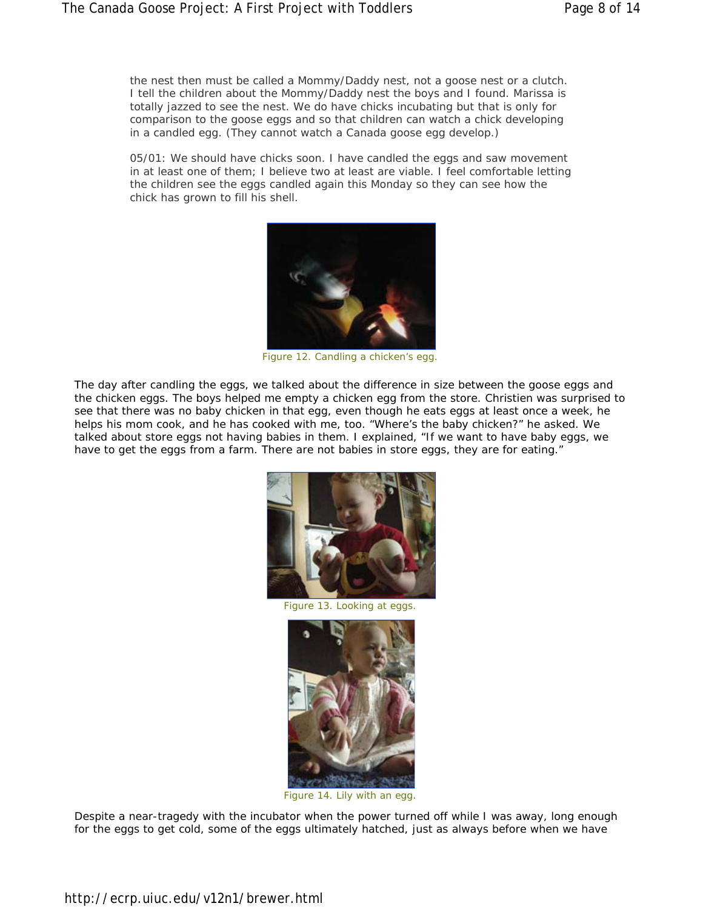the nest then must be called a Mommy/Daddy nest, not a goose nest or a clutch. I tell the children about the Mommy/Daddy nest the boys and I found. Marissa is totally jazzed to see the nest. We do have chicks incubating but that is only for comparison to the goose eggs and so that children can watch a chick developing in a candled egg. (They cannot watch a Canada goose egg develop.)

05/01: We should have chicks soon. I have candled the eggs and saw movement in at least one of them; I believe two at least are viable. I feel comfortable letting the children see the eggs candled again this Monday so they can see how the chick has grown to fill his shell.

Figure 12. Candling a chicken's egg.

The day after candling the eggs, we talked about the difference in size between the goose eggs and the chicken eggs. The boys helped me empty a chicken egg from the store. Christien was surprised to see that there was no baby chicken in that egg, even though he eats eggs at least once a week, he helps his mom cook, and he has cooked with me, too. "Where's the baby chicken?" he asked. We talked about store eggs not having babies in them. I explained, "If we want to have baby eggs, we have to get the eggs from a farm. There are not babies in store eggs, they are for eating."

Figure 13. Looking at eggs.

Figure 14. Lily with an egg.

Despite a near-tragedy with the incubator when the power turned off while I was away, long enough for the eggs to get cold, some of the eggs ultimately hatched, just as always before when we have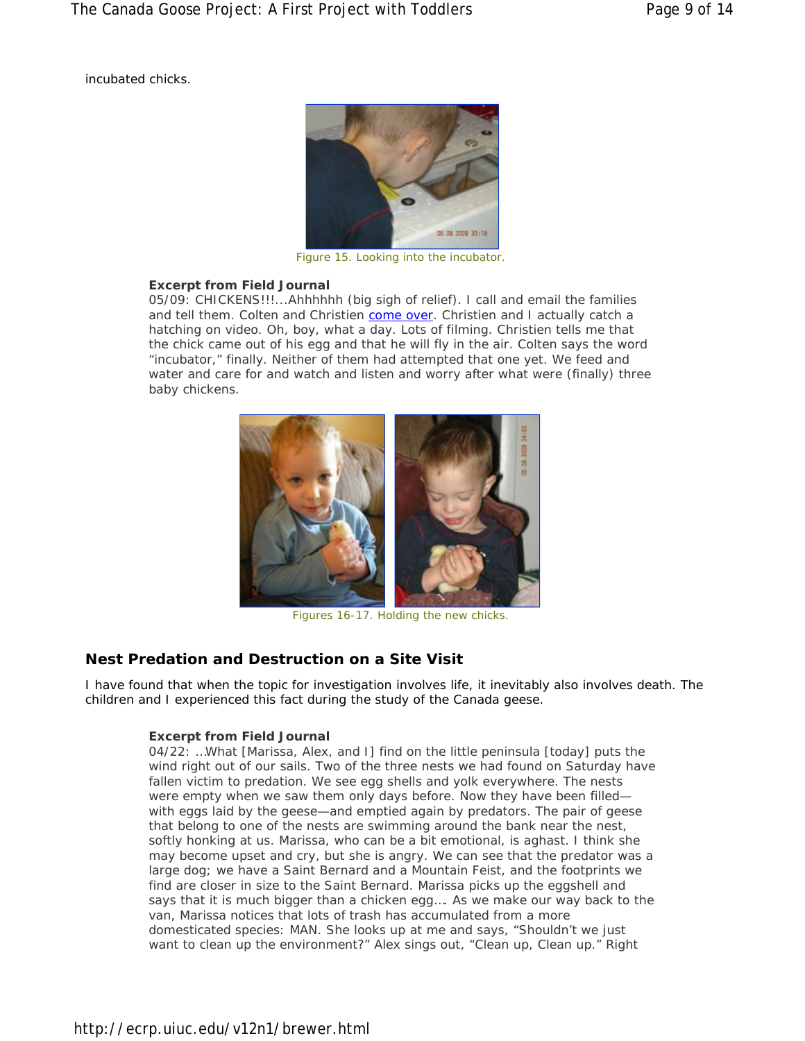incubated chicks.

Figure 15. Looking into the incubator.

**Excerpt from Field Journal**
05/09: CHICKENS!!!...Ahhhhhh (big sigh of relief). I call and email the families and tell them. Colten and Christien come over. Christien and I actually catch a hatching on video. Oh, boy, what a day. Lots of filming. Christien tells me that the chick came out of his egg and that he will fly in the air. Colten says the word "incubator," finally. Neither of them had attempted that one yet. We feed and water and care for and watch and listen and worry after what were (finally) three baby chickens.

Figures 16-17. Holding the new chicks.

## Nest Predation and Destruction on a Site Visit

I have found that when the topic for investigation involves life, it inevitably also involves death. The children and I experienced this fact during the study of the Canada geese.

**Excerpt from Field Journal**
04/22: ...What [Marissa, Alex, and I] find on the little peninsula [today] puts the wind right out of our sails. Two of the three nests we had found on Saturday have fallen victim to predation. We see egg shells and yolk everywhere. The nests were empty when we saw them only days before. Now they have been filled—with eggs laid by the geese—and emptied again by predators. The pair of geese that belong to one of the nests are swimming around the bank near the nest, softly honking at us. Marissa, who can be a bit emotional, is aghast. I think she may become upset and cry, but she is angry. We can see that the predator was a large dog; we have a Saint Bernard and a Mountain Feist, and the footprints we find are closer in size to the Saint Bernard. Marissa picks up the eggshell and says that it is much bigger than a chicken egg.... As we make our way back to the van, Marissa notices that lots of trash has accumulated from a more domesticated species: MAN. She looks up at me and says, "Shouldn't we just want to clean up the environment?" Alex sings out, "Clean up, Clean up." Right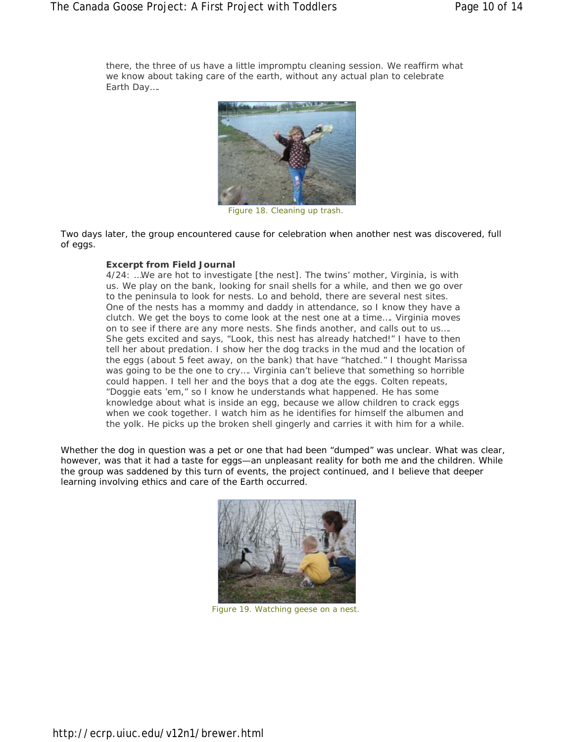there, the three of us have a little impromptu cleaning session. We reaffirm what we know about taking care of the earth, without any actual plan to celebrate Earth Day….

Figure 18. Cleaning up trash.

Two days later, the group encountered cause for celebration when another nest was discovered, full of eggs.

**Excerpt from Field Journal**

4/24: …We are hot to investigate [the nest]. The twins' mother, Virginia, is with us. We play on the bank, looking for snail shells for a while, and then we go over to the peninsula to look for nests. Lo and behold, there are several nest sites. One of the nests has a mommy and daddy in attendance, so I know they have a clutch. We get the boys to come look at the nest one at a time…. Virginia moves on to see if there are any more nests. She finds another, and calls out to us…. She gets excited and says, "Look, this nest has already hatched!" I have to then tell her about predation. I show her the dog tracks in the mud and the location of the eggs (about 5 feet away, on the bank) that have "hatched." I thought Marissa was going to be the one to cry…. Virginia can't believe that something so horrible could happen. I tell her and the boys that a dog ate the eggs. Colten repeats, "Doggie eats 'em," so I know he understands what happened. He has some knowledge about what is inside an egg, because we allow children to crack eggs when we cook together. I watch him as he identifies for himself the albumen and the yolk. He picks up the broken shell gingerly and carries it with him for a while.

Whether the dog in question was a pet or one that had been "dumped" was unclear. What was clear, however, was that it had a taste for eggs—an unpleasant reality for both me and the children. While the group was saddened by this turn of events, the project continued, and I believe that deeper learning involving ethics and care of the Earth occurred.

Figure 19. Watching geese on a nest.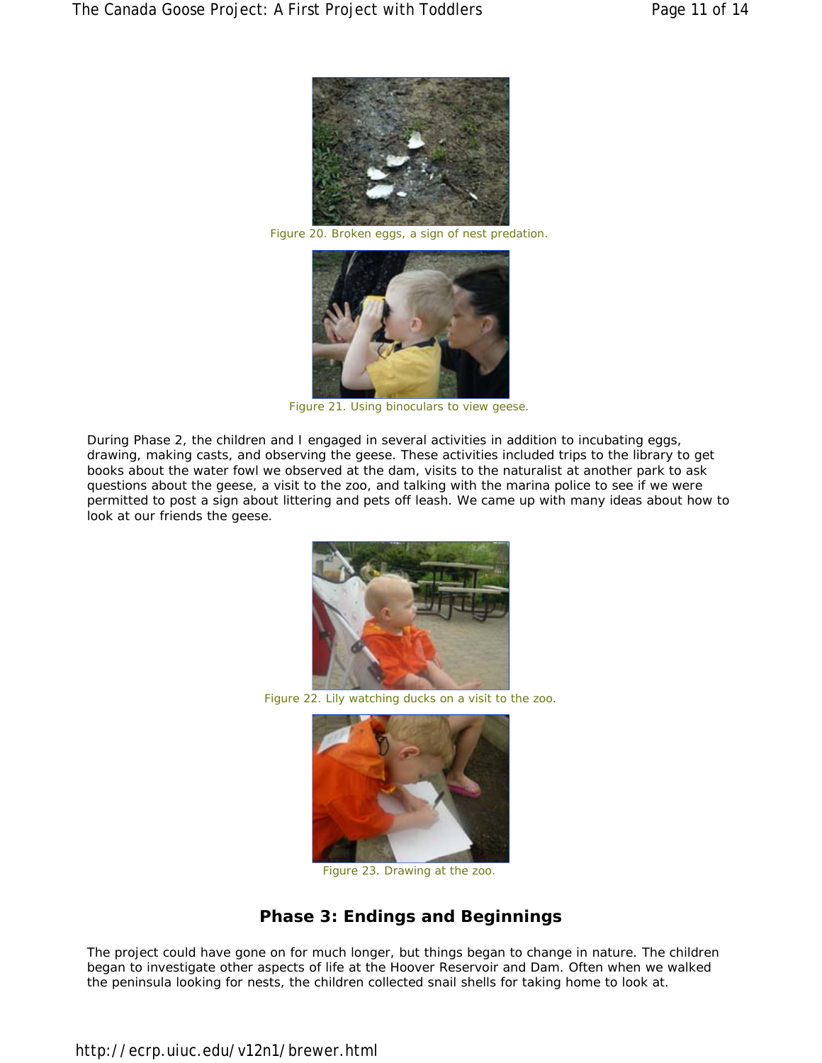Figure 20. Broken eggs, a sign of nest predation.

Figure 21. Using binoculars to view geese.

During Phase 2, the children and I engaged in several activities in addition to incubating eggs, drawing, making casts, and observing the geese. These activities included trips to the library to get books about the water fowl we observed at the dam, visits to the naturalist at another park to ask questions about the geese, a visit to the zoo, and talking with the marina police to see if we were permitted to post a sign about littering and pets off leash. We came up with many ideas about how to look at our friends the geese.

Figure 22. Lily watching ducks on a visit to the zoo.

Figure 23. Drawing at the zoo.

## Phase 3: Endings and Beginnings

The project could have gone on for much longer, but things began to change in nature. The children began to investigate other aspects of life at the Hoover Reservoir and Dam. Often when we walked the peninsula looking for nests, the children collected snail shells for taking home to look at.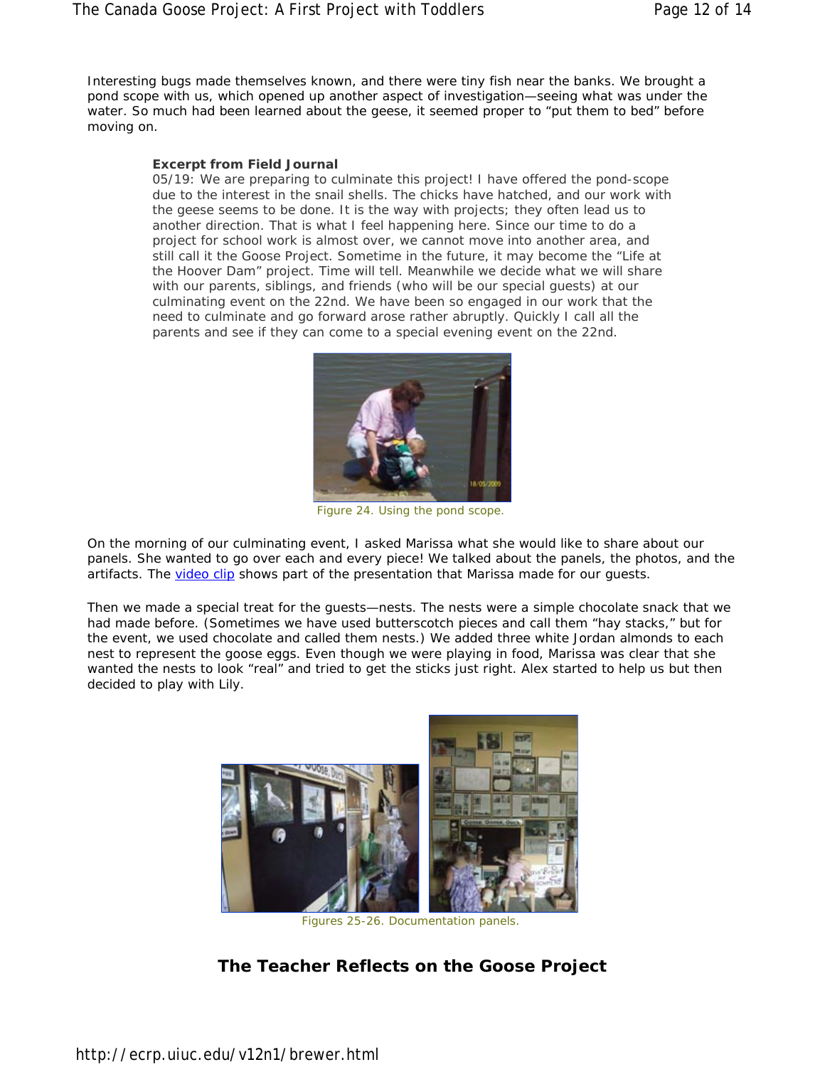Interesting bugs made themselves known, and there were tiny fish near the banks. We brought a pond scope with us, which opened up another aspect of investigation—seeing what was under the water. So much had been learned about the geese, it seemed proper to "put them to bed" before moving on.

> **Excerpt from Field Journal**
> 05/19: We are preparing to culminate this project! I have offered the pond-scope due to the interest in the snail shells. The chicks have hatched, and our work with the geese seems to be done. It is the way with projects; they often lead us to another direction. That is what I feel happening here. Since our time to do a project for school work is almost over, we cannot move into another area, and still call it the Goose Project. Sometime in the future, it may become the "Life at the Hoover Dam" project. Time will tell. Meanwhile we decide what we will share with our parents, siblings, and friends (who will be our special guests) at our culminating event on the 22nd. We have been so engaged in our work that the need to culminate and go forward arose rather abruptly. Quickly I call all the parents and see if they can come to a special evening event on the 22nd.

Figure 24. Using the pond scope.

On the morning of our culminating event, I asked Marissa what she would like to share about our panels. She wanted to go over each and every piece! We talked about the panels, the photos, and the artifacts. The video clip shows part of the presentation that Marissa made for our guests.

Then we made a special treat for the guests—nests. The nests were a simple chocolate snack that we had made before. (Sometimes we have used butterscotch pieces and call them "hay stacks," but for the event, we used chocolate and called them nests.) We added three white Jordan almonds to each nest to represent the goose eggs. Even though we were playing in food, Marissa was clear that she wanted the nests to look "real" and tried to get the sticks just right. Alex started to help us but then decided to play with Lily.

Figures 25-26. Documentation panels.

## The Teacher Reflects on the Goose Project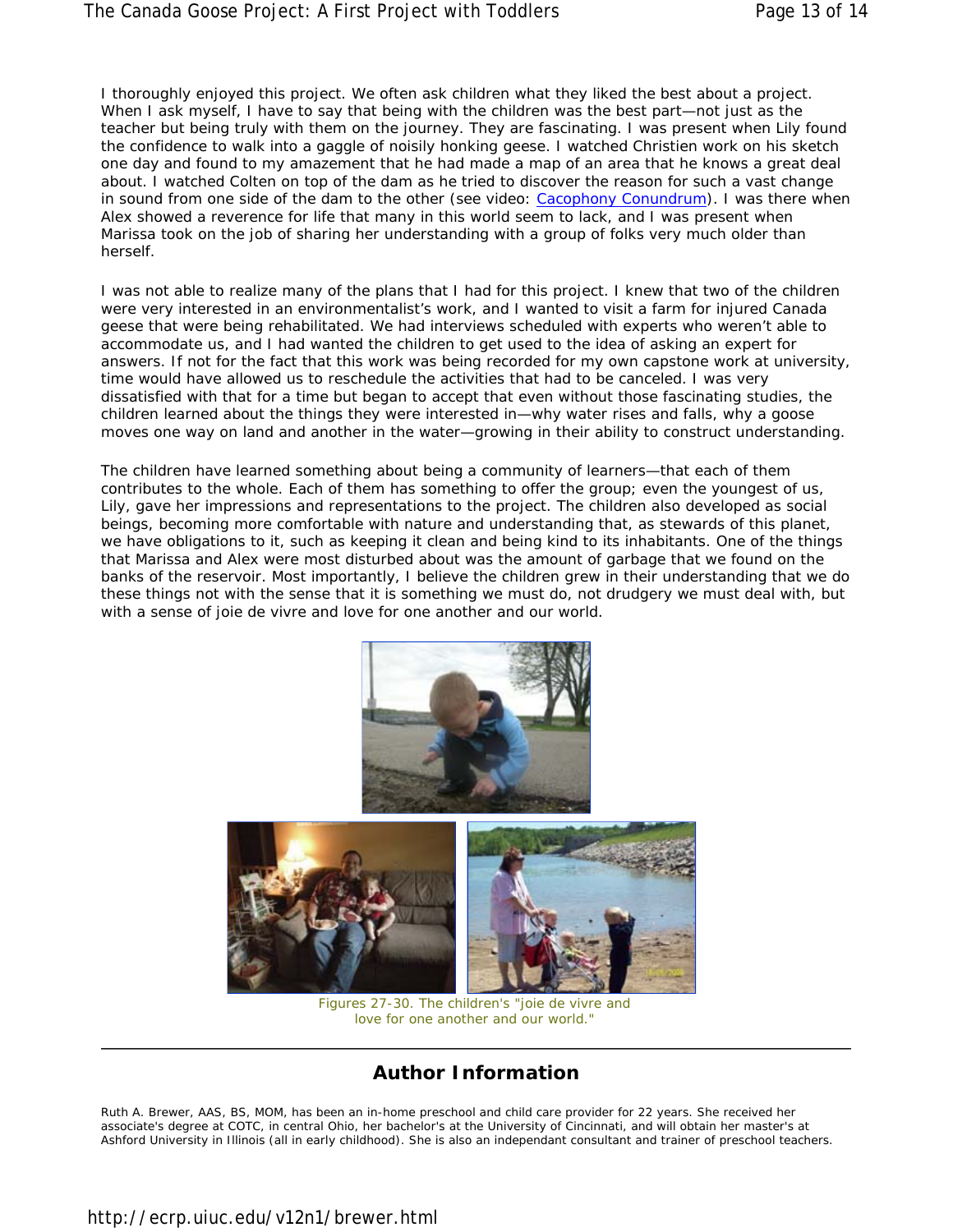I thoroughly enjoyed this project. We often ask children what they liked the best about a project. When I ask myself, I have to say that being with the children was the best part—not just as the teacher but being truly with them on the journey. They are fascinating. I was present when Lily found the confidence to walk into a gaggle of noisily honking geese. I watched Christien work on his sketch one day and found to my amazement that he had made a map of an area that he knows a great deal about. I watched Colten on top of the dam as he tried to discover the reason for such a vast change in sound from one side of the dam to the other (see video: Cacophony Conundrum). I was there when Alex showed a reverence for life that many in this world seem to lack, and I was present when Marissa took on the job of sharing her understanding with a group of folks very much older than herself.

I was not able to realize many of the plans that I had for this project. I knew that two of the children were very interested in an environmentalist's work, and I wanted to visit a farm for injured Canada geese that were being rehabilitated. We had interviews scheduled with experts who weren't able to accommodate us, and I had wanted the children to get used to the idea of asking an expert for answers. If not for the fact that this work was being recorded for my own capstone work at university, time would have allowed us to reschedule the activities that had to be canceled. I was very dissatisfied with that for a time but began to accept that even without those fascinating studies, the children learned about the things they were interested in—why water rises and falls, why a goose moves one way on land and another in the water—growing in their ability to construct understanding.

The children have learned something about being a community of learners—that each of them contributes to the whole. Each of them has something to offer the group; even the youngest of us, Lily, gave her impressions and representations to the project. The children also developed as social beings, becoming more comfortable with nature and understanding that, as stewards of this planet, we have obligations to it, such as keeping it clean and being kind to its inhabitants. One of the things that Marissa and Alex were most disturbed about was the amount of garbage that we found on the banks of the reservoir. Most importantly, I believe the children grew in their understanding that we do these things not with the sense that it is something we must do, not drudgery we must deal with, but with a sense of joie de vivre and love for one another and our world.

Figures 27-30. The children's "joie de vivre and love for one another and our world."

---

## Author Information

Ruth A. Brewer, AAS, BS, MOM, has been an in-home preschool and child care provider for 22 years. She received her associate's degree at COTC, in central Ohio, her bachelor's at the University of Cincinnati, and will obtain her master's at Ashford University in Illinois (all in early childhood). She is also an independant consultant and trainer of preschool teachers.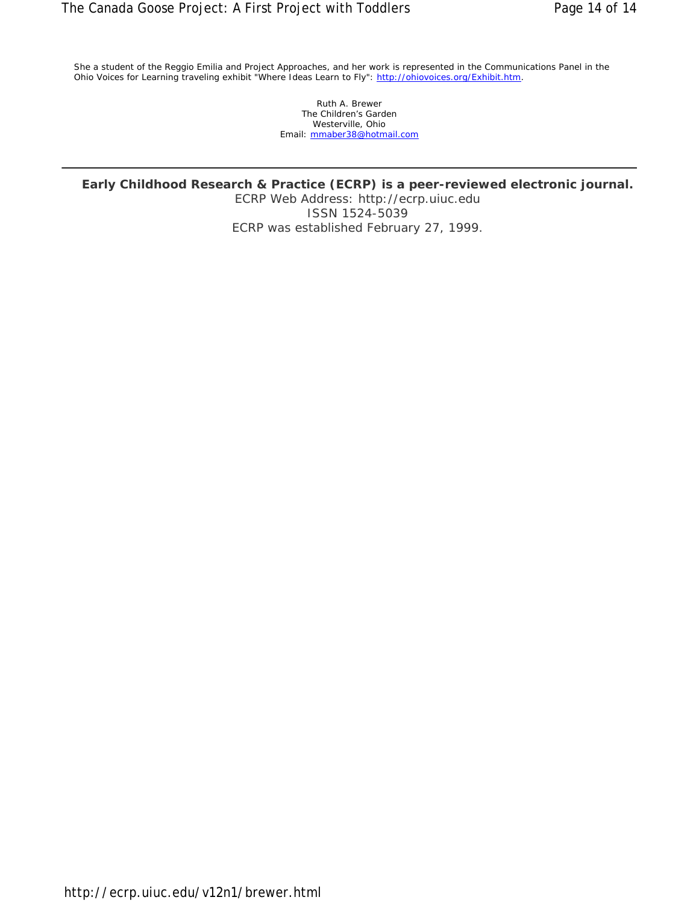She a student of the Reggio Emilia and Project Approaches, and her work is represented in the Communications Panel in the Ohio Voices for Learning traveling exhibit "Where Ideas Learn to Fly": http://ohiovoices.org/Exhibit.htm.

Ruth A. Brewer
The Children's Garden
Westerville, Ohio
Email: mmaber38@hotmail.com

---

**Early Childhood Research & Practice (ECRP) is a peer-reviewed electronic journal.**
ECRP Web Address: http://ecrp.uiuc.edu
ISSN 1524-5039
ECRP was established February 27, 1999.